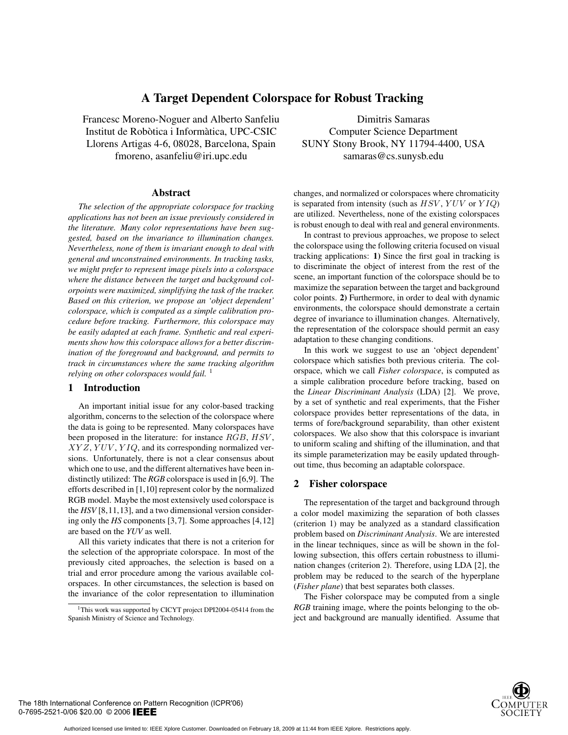# A Target Dependent Colorspace for Robust Tracking

Francesc Moreno-Noguer and Alberto Sanfeliu
Institut de Robòtica i Informàtica, UPC-CSIC
Llorens Artigas 4-6, 08028, Barcelona, Spain
fmoreno, asanfeliu@iri.upc.edu

Dimitris Samaras
Computer Science Department
SUNY Stony Brook, NY 11794-4400, USA
samaras@cs.sunysb.edu

## Abstract

*The selection of the appropriate colorspace for tracking applications has not been an issue previously considered in the literature. Many color representations have been suggested, based on the invariance to illumination changes. Nevertheless, none of them is invariant enough to deal with general and unconstrained environments. In tracking tasks, we might prefer to represent image pixels into a colorspace where the distance between the target and background colorpoints were maximized, simplifying the task of the tracker. Based on this criterion, we propose an 'object dependent' colorspace, which is computed as a simple calibration procedure before tracking. Furthermore, this colorspace may be easily adapted at each frame. Synthetic and real experiments show how this colorspace allows for a better discrimination of the foreground and background, and permits to track in circumstances where the same tracking algorithm relying on other colorspaces would fail.* [1]

## 1 Introduction

An important initial issue for any color-based tracking algorithm, concerns to the selection of the colorspace where the data is going to be represented. Many colorspaces have been proposed in the literature: for instance $RGB$, $HSV$, $XYZ$, $YUV$, $YIQ$, and its corresponding normalized versions. Unfortunately, there is not a clear consensus about which one to use, and the different alternatives have been indistinctly utilized: The *RGB* colorspace is used in [6,9]. The efforts described in [1,10] represent color by the normalized RGB model. Maybe the most extensively used colorspace is the *HSV* [8,11,13], and a two dimensional version considering only the *HS* components [3,7]. Some approaches [4,12] are based on the *YUV* as well.

All this variety indicates that there is not a criterion for the selection of the appropriate colorspace. In most of the previously cited approaches, the selection is based on a trial and error procedure among the various available colorspaces. In other circumstances, the selection is based on the invariance of the color representation to illumination changes, and normalized or colorspaces where chromaticity is separated from intensity (such as $HSV$, $YUV$ or $YIQ$) are utilized. Nevertheless, none of the existing colorspaces is robust enough to deal with real and general environments.

In contrast to previous approaches, we propose to select the colorspace using the following criteria focused on visual tracking applications: **1)** Since the first goal in tracking is to discriminate the object of interest from the rest of the scene, an important function of the colorspace should be to maximize the separation between the target and background color points. **2)** Furthermore, in order to deal with dynamic environments, the colorspace should demonstrate a certain degree of invariance to illumination changes. Alternatively, the representation of the colorspace should permit an easy adaptation to these changing conditions.

In this work we suggest to use an 'object dependent' colorspace which satisfies both previous criteria. The colorspace, which we call *Fisher colorspace*, is computed as a simple calibration procedure before tracking, based on the *Linear Discriminant Analysis* (LDA) [2]. We prove, by a set of synthetic and real experiments, that the Fisher colorspace provides better representations of the data, in terms of fore/background separability, than other existent colorspaces. We also show that this colorspace is invariant to uniform scaling and shifting of the illumination, and that its simple parameterization may be easily updated throughout time, thus becoming an adaptable colorspace.

## 2 Fisher colorspace

The representation of the target and background through a color model maximizing the separation of both classes (criterion 1) may be analyzed as a standard classification problem based on *Discriminant Analysis*. We are interested in the linear techniques, since as will be shown in the following subsection, this offers certain robustness to illumination changes (criterion 2). Therefore, using LDA [2], the problem may be reduced to the search of the hyperplane (*Fisher plane*) that best separates both classes.

The Fisher colorspace may be computed from a single *RGB* training image, where the points belonging to the object and background are manually identified. Assume that

[1] This work was supported by CICYT project DPI2004-05414 from the Spanish Ministry of Science and Technology.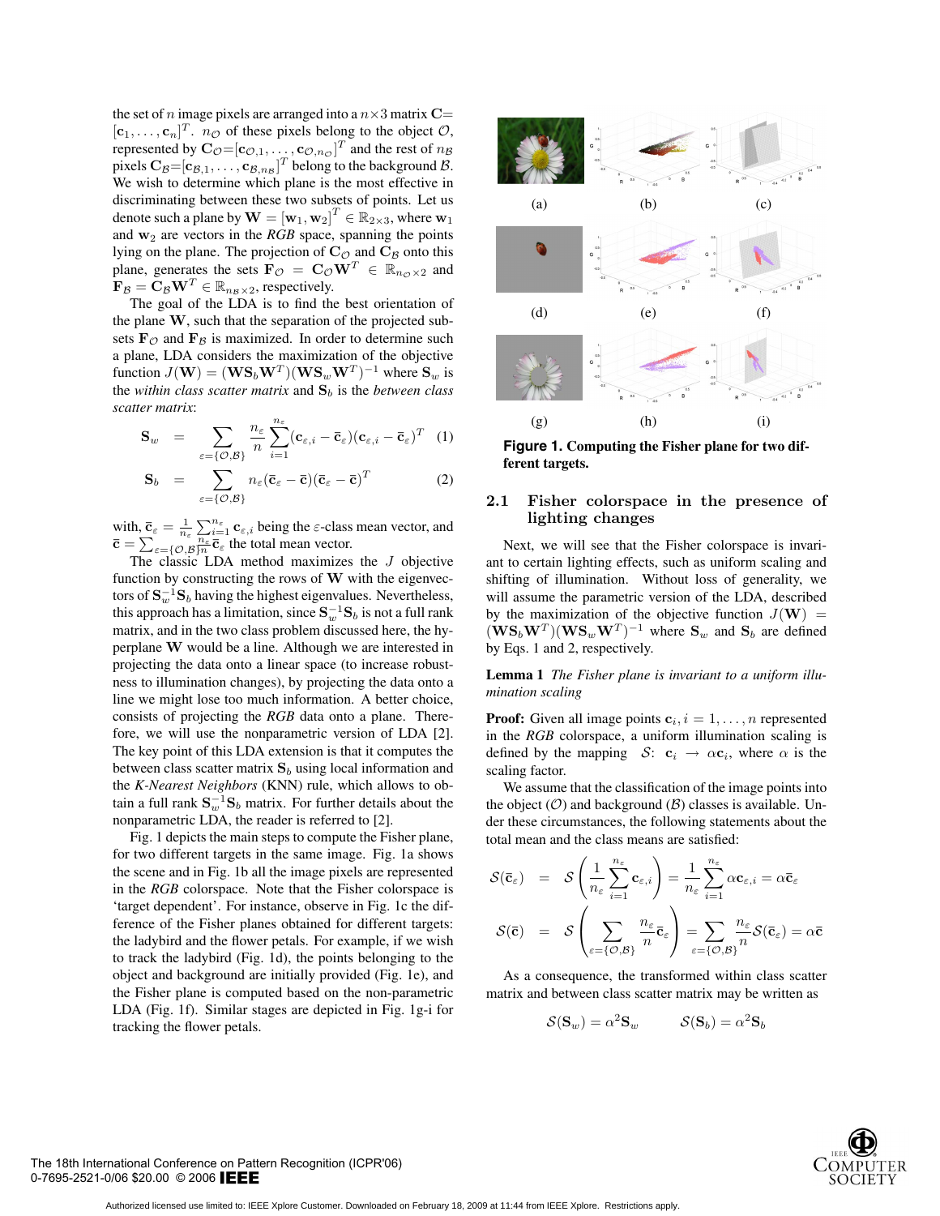the set of $n$ image pixels are arranged into a $n \times 3$ matrix $\mathbf{C} = [\mathbf{c}_1, \ldots, \mathbf{c}_n]^T$. $n_\mathcal{O}$ of these pixels belong to the object $\mathcal{O}$, represented by $\mathbf{C}_\mathcal{O} = [\mathbf{c}_{\mathcal{O},1}, \ldots, \mathbf{c}_{\mathcal{O},n_\mathcal{O}}]^T$ and the rest of $n_\mathcal{B}$ pixels $\mathbf{C}_\mathcal{B} = [\mathbf{c}_{\mathcal{B},1}, \ldots, \mathbf{c}_{\mathcal{B},n_\mathcal{B}}]^T$ belong to the background $\mathcal{B}$. We wish to determine which plane is the most effective in discriminating between these two subsets of points. Let us denote such a plane by $\mathbf{W} = [\mathbf{w}_1, \mathbf{w}_2]^T \in \mathbb{R}_{2\times 3}$, where $\mathbf{w}_1$ and $\mathbf{w}_2$ are vectors in the *RGB* space, spanning the points lying on the plane. The projection of $\mathbf{C}_\mathcal{O}$ and $\mathbf{C}_\mathcal{B}$ onto this plane, generates the sets $\mathbf{F}_\mathcal{O} = \mathbf{C}_\mathcal{O}\mathbf{W}^T \in \mathbb{R}_{n_\mathcal{O}\times 2}$ and $\mathbf{F}_\mathcal{B} = \mathbf{C}_\mathcal{B}\mathbf{W}^T \in \mathbb{R}_{n_\mathcal{B}\times 2}$, respectively.

The goal of the LDA is to find the best orientation of the plane $\mathbf{W}$, such that the separation of the projected subsets $\mathbf{F}_\mathcal{O}$ and $\mathbf{F}_\mathcal{B}$ is maximized. In order to determine such a plane, LDA considers the maximization of the objective function $J(\mathbf{W}) = (\mathbf{W}\mathbf{S}_b\mathbf{W}^T)(\mathbf{W}\mathbf{S}_w\mathbf{W}^T)^{-1}$ where $\mathbf{S}_w$ is the *within class scatter matrix* and $\mathbf{S}_b$ is the *between class scatter matrix*:

$$\mathbf{S}_w = \sum_{\varepsilon=\{\mathcal{O},\mathcal{B}\}} \frac{n_\varepsilon}{n} \sum_{i=1}^{n_\varepsilon} (\mathbf{c}_{\varepsilon,i} - \bar{\mathbf{c}}_\varepsilon)(\mathbf{c}_{\varepsilon,i} - \bar{\mathbf{c}}_\varepsilon)^T \quad (1)$$

$$\mathbf{S}_b = \sum_{\varepsilon=\{\mathcal{O},\mathcal{B}\}} n_\varepsilon (\bar{\mathbf{c}}_\varepsilon - \bar{\mathbf{c}})(\bar{\mathbf{c}}_\varepsilon - \bar{\mathbf{c}})^T \quad (2)$$

with, $\bar{\mathbf{c}}_\varepsilon = \frac{1}{n_\varepsilon}\sum_{i=1}^{n_\varepsilon} \mathbf{c}_{\varepsilon,i}$ being the $\varepsilon$-class mean vector, and $\bar{\mathbf{c}} = \sum_{\varepsilon=\{\mathcal{O},\mathcal{B}\}} \frac{n_\varepsilon}{n} \bar{\mathbf{c}}_\varepsilon$ the total mean vector.

The classic LDA method maximizes the $J$ objective function by constructing the rows of $\mathbf{W}$ with the eigenvectors of $\mathbf{S}_w^{-1}\mathbf{S}_b$ having the highest eigenvalues. Nevertheless, this approach has a limitation, since $\mathbf{S}_w^{-1}\mathbf{S}_b$ is not a full rank matrix, and in the two class problem discussed here, the hyperplane $\mathbf{W}$ would be a line. Although we are interested in projecting the data onto a linear space (to increase robustness to illumination changes), by projecting the data onto a line we might lose too much information. A better choice, consists of projecting the *RGB* data onto a plane. Therefore, we will use the nonparametric version of LDA [2]. The key point of this LDA extension is that it computes the between class scatter matrix $\mathbf{S}_b$ using local information and the *K-Nearest Neighbors* (KNN) rule, which allows to obtain a full rank $\mathbf{S}_w^{-1}\mathbf{S}_b$ matrix. For further details about the nonparametric LDA, the reader is referred to [2].

Fig. 1 depicts the main steps to compute the Fisher plane, for two different targets in the same image. Fig. 1a shows the scene and in Fig. 1b all the image pixels are represented in the *RGB* colorspace. Note that the Fisher colorspace is 'target dependent'. For instance, observe in Fig. 1c the difference of the Fisher planes obtained for different targets: the ladybird and the flower petals. For example, if we wish to track the ladybird (Fig. 1d), the points belonging to the object and background are initially provided (Fig. 1e), and the Fisher plane is computed based on the non-parametric LDA (Fig. 1f). Similar stages are depicted in Fig. 1g-i for tracking the flower petals.

(a) (b) (c)

(d) (e) (f)

(g) (h) (i)

**Figure 1. Computing the Fisher plane for two different targets.**

### 2.1 Fisher colorspace in the presence of lighting changes

Next, we will see that the Fisher colorspace is invariant to certain lighting effects, such as uniform scaling and shifting of illumination. Without loss of generality, we will assume the parametric version of the LDA, described by the maximization of the objective function $J(\mathbf{W}) = (\mathbf{W}\mathbf{S}_b\mathbf{W}^T)(\mathbf{W}\mathbf{S}_w\mathbf{W}^T)^{-1}$ where $\mathbf{S}_w$ and $\mathbf{S}_b$ are defined by Eqs. 1 and 2, respectively.

**Lemma 1** *The Fisher plane is invariant to a uniform illumination scaling*

**Proof:** Given all image points $\mathbf{c}_i, i = 1, \ldots, n$ represented in the *RGB* colorspace, a uniform illumination scaling is defined by the mapping $\mathcal{S}$: $\mathbf{c}_i \rightarrow \alpha\mathbf{c}_i$, where $\alpha$ is the scaling factor.

We assume that the classification of the image points into the object ($\mathcal{O}$) and background ($\mathcal{B}$) classes is available. Under these circumstances, the following statements about the total mean and the class means are satisfied:

$$\mathcal{S}(\bar{\mathbf{c}}_\varepsilon) = \mathcal{S}\left(\frac{1}{n_\varepsilon}\sum_{i=1}^{n_\varepsilon} \mathbf{c}_{\varepsilon,i}\right) = \frac{1}{n_\varepsilon}\sum_{i=1}^{n_\varepsilon} \alpha\mathbf{c}_{\varepsilon,i} = \alpha\bar{\mathbf{c}}_\varepsilon$$

$$\mathcal{S}(\bar{\mathbf{c}}) = \mathcal{S}\left(\sum_{\varepsilon=\{\mathcal{O},\mathcal{B}\}} \frac{n_\varepsilon}{n}\bar{\mathbf{c}}_\varepsilon\right) = \sum_{\varepsilon=\{\mathcal{O},\mathcal{B}\}} \frac{n_\varepsilon}{n}\mathcal{S}(\bar{\mathbf{c}}_\varepsilon) = \alpha\bar{\mathbf{c}}$$

As a consequence, the transformed within class scatter matrix and between class scatter matrix may be written as

$$\mathcal{S}(\mathbf{S}_w) = \alpha^2\mathbf{S}_w \qquad \mathcal{S}(\mathbf{S}_b) = \alpha^2\mathbf{S}_b$$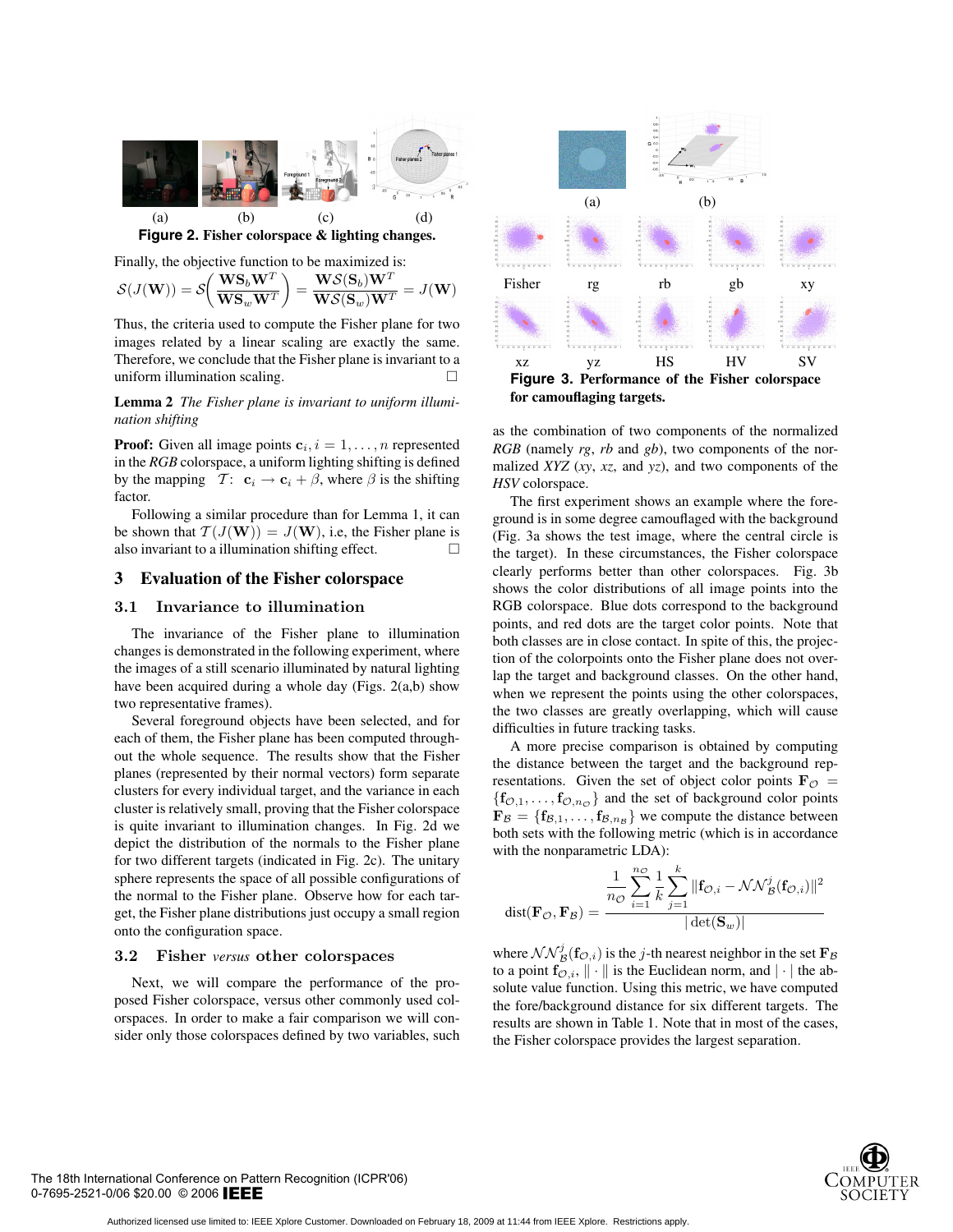(a) (b) (c) (d)

**Figure 2. Fisher colorspace & lighting changes.**

Finally, the objective function to be maximized is:

$$\mathcal{S}(J(\mathbf{W})) = \mathcal{S}\left(\frac{\mathbf{W}\mathbf{S}_b\mathbf{W}^T}{\mathbf{W}\mathbf{S}_w\mathbf{W}^T}\right) = \frac{\mathbf{W}\mathcal{S}(\mathbf{S}_b)\mathbf{W}^T}{\mathbf{W}\mathcal{S}(\mathbf{S}_w)\mathbf{W}^T} = J(\mathbf{W})$$

Thus, the criteria used to compute the Fisher plane for two images related by a linear scaling are exactly the same. Therefore, we conclude that the Fisher plane is invariant to a uniform illumination scaling. □

**Lemma 2** *The Fisher plane is invariant to uniform illumination shifting*

**Proof:** Given all image points $\mathbf{c}_i, i = 1, \ldots, n$ represented in the *RGB* colorspace, a uniform lighting shifting is defined by the mapping $\mathcal{T}$: $\mathbf{c}_i \rightarrow \mathbf{c}_i + \beta$, where $\beta$ is the shifting factor.

Following a similar procedure than for Lemma 1, it can be shown that $\mathcal{T}(J(\mathbf{W})) = J(\mathbf{W})$, i.e, the Fisher plane is also invariant to a illumination shifting effect. □

## 3 Evaluation of the Fisher colorspace

### 3.1 Invariance to illumination

The invariance of the Fisher plane to illumination changes is demonstrated in the following experiment, where the images of a still scenario illuminated by natural lighting have been acquired during a whole day (Figs. 2(a,b) show two representative frames).

Several foreground objects have been selected, and for each of them, the Fisher plane has been computed throughout the whole sequence. The results show that the Fisher planes (represented by their normal vectors) form separate clusters for every individual target, and the variance in each cluster is relatively small, proving that the Fisher colorspace is quite invariant to illumination changes. In Fig. 2d we depict the distribution of the normals to the Fisher plane for two different targets (indicated in Fig. 2c). The unitary sphere represents the space of all possible configurations of the normal to the Fisher plane. Observe how for each target, the Fisher plane distributions just occupy a small region onto the configuration space.

### 3.2 Fisher *versus* other colorspaces

Next, we will compare the performance of the proposed Fisher colorspace, versus other commonly used colorspaces. In order to make a fair comparison we will consider only those colorspaces defined by two variables, such as the combination of two components of the normalized *RGB* (namely *rg*, *rb* and *gb*), two components of the normalized *XYZ* (*xy*, *xz*, and *yz*) and two components of the *HSV* colorspace.

(a) (b)

Fisher rg rb gb xy

xz yz HS HV SV

**Figure 3. Performance of the Fisher colorspace for camouflaging targets.**

The first experiment shows an example where the foreground is in some degree camouflaged with the background (Fig. 3a shows the test image, where the central circle is the target). In these circumstances, the Fisher colorspace clearly performs better than other colorspaces. Fig. 3b shows the color distributions of all image points into the RGB colorspace. Blue dots correspond to the background points, and red dots are the target color points. Note that both classes are in close contact. In spite of this, the projection of the colorpoints onto the Fisher plane does not overlap the target and background classes. On the other hand, when we represent the points using the other colorspaces, the two classes are greatly overlapping, which will cause difficulties in future tracking tasks.

A more precise comparison is obtained by computing the distance between the target and the background representations. Given the set of object color points $\mathbf{F}_{\mathcal{O}} = \{\mathbf{f}_{\mathcal{O},1}, \ldots, \mathbf{f}_{\mathcal{O},n_{\mathcal{O}}}\}$ and the set of background color points $\mathbf{F}_{\mathcal{B}} = \{\mathbf{f}_{\mathcal{B},1}, \ldots, \mathbf{f}_{\mathcal{B},n_{\mathcal{B}}}\}$ we compute the distance between both sets with the following metric (which is in accordance with the nonparametric LDA):

$$\text{dist}(\mathbf{F}_{\mathcal{O}}, \mathbf{F}_{\mathcal{B}}) = \frac{\dfrac{1}{n_{\mathcal{O}}}\displaystyle\sum_{i=1}^{n_{\mathcal{O}}}\frac{1}{k}\sum_{j=1}^{k}\|\mathbf{f}_{\mathcal{O},i} - \mathcal{NN}_{\mathcal{B}}^{j}(\mathbf{f}_{\mathcal{O},i})\|^2}{|\det(\mathbf{S}_w)|}$$

where $\mathcal{NN}_{\mathcal{B}}^{j}(\mathbf{f}_{\mathcal{O},i})$ is the $j$-th nearest neighbor in the set $\mathbf{F}_{\mathcal{B}}$ to a point $\mathbf{f}_{\mathcal{O},i}$, $\|\cdot\|$ is the Euclidean norm, and $|\cdot|$ the absolute value function. Using this metric, we have computed the fore/background distance for six different targets. The results are shown in Table 1. Note that in most of the cases, the Fisher colorspace provides the largest separation.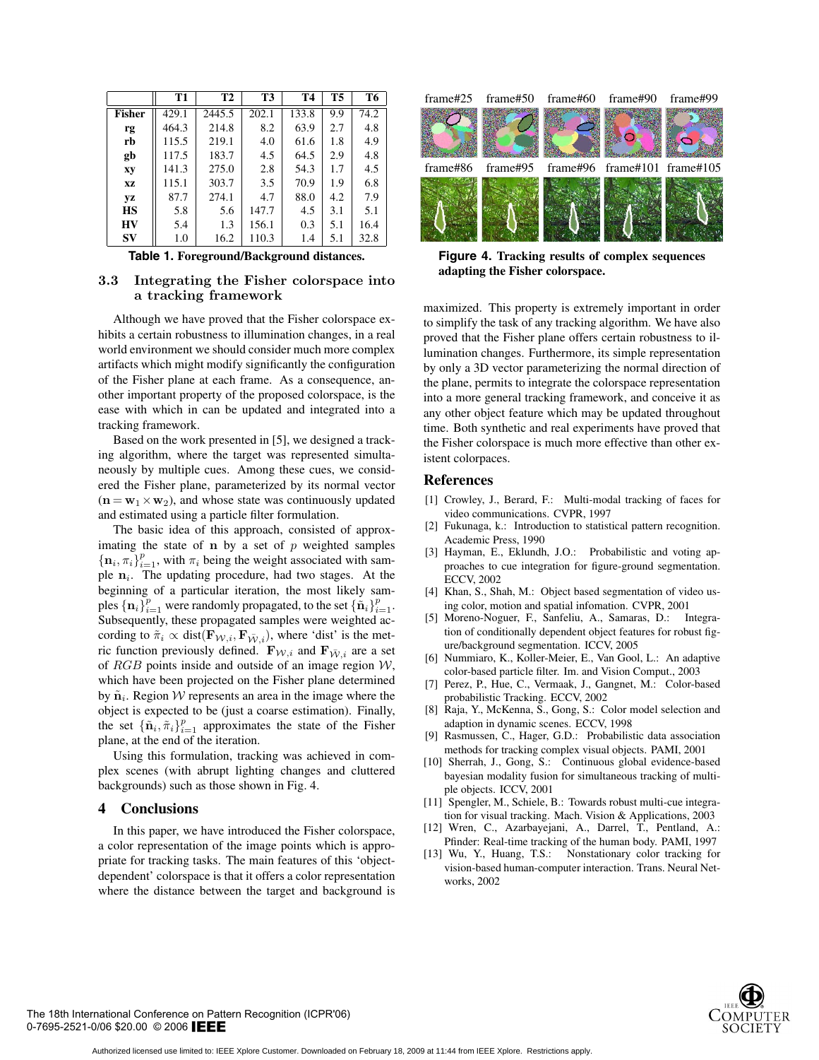|  | T1 | T2 | T3 | T4 | T5 | T6 |
|---|---|---|---|---|---|---|
| **Fisher** | 429.1 | 2445.5 | 202.1 | 133.8 | 9.9 | 74.2 |
| **rg** | 464.3 | 214.8 | 8.2 | 63.9 | 2.7 | 4.8 |
| **rb** | 115.5 | 219.1 | 4.0 | 61.6 | 1.8 | 4.9 |
| **gb** | 117.5 | 183.7 | 4.5 | 64.5 | 2.9 | 4.8 |
| **xy** | 141.3 | 275.0 | 2.8 | 54.3 | 1.7 | 4.5 |
| **xz** | 115.1 | 303.7 | 3.5 | 70.9 | 1.9 | 6.8 |
| **yz** | 87.7 | 274.1 | 4.7 | 88.0 | 4.2 | 7.9 |
| **HS** | 5.8 | 5.6 | 147.7 | 4.5 | 3.1 | 5.1 |
| **HV** | 5.4 | 1.3 | 156.1 | 0.3 | 5.1 | 16.4 |
| **SV** | 1.0 | 16.2 | 110.3 | 1.4 | 5.1 | 32.8 |

**Table 1. Foreground/Background distances.**

### 3.3 Integrating the Fisher colorspace into a tracking framework

Although we have proved that the Fisher colorspace exhibits a certain robustness to illumination changes, in a real world environment we should consider much more complex artifacts which might modify significantly the configuration of the Fisher plane at each frame. As a consequence, another important property of the proposed colorspace, is the ease with which in can be updated and integrated into a tracking framework.

Based on the work presented in [5], we designed a tracking algorithm, where the target was represented simultaneously by multiple cues. Among these cues, we considered the Fisher plane, parameterized by its normal vector ($\mathbf{n} = \mathbf{w}_1 \times \mathbf{w}_2$), and whose state was continuously updated and estimated using a particle filter formulation.

The basic idea of this approach, consisted of approximating the state of $\mathbf{n}$ by a set of $p$ weighted samples $\{\mathbf{n}_i, \pi_i\}_{i=1}^{p}$, with $\pi_i$ being the weight associated with sample $\mathbf{n}_i$. The updating procedure, had two stages. At the beginning of a particular iteration, the most likely samples $\{\mathbf{n}_i\}_{i=1}^{p}$ were randomly propagated, to the set $\{\tilde{\mathbf{n}}_i\}_{i=1}^{p}$. Subsequently, these propagated samples were weighted according to $\tilde{\pi}_i \propto \text{dist}(\mathbf{F}_{\mathcal{W},i}, \mathbf{F}_{\bar{\mathcal{W}},i})$, where 'dist' is the metric function previously defined. $\mathbf{F}_{\mathcal{W},i}$ and $\mathbf{F}_{\bar{\mathcal{W}},i}$ are a set of $RGB$ points inside and outside of an image region $\mathcal{W}$, which have been projected on the Fisher plane determined by $\tilde{\mathbf{n}}_i$. Region $\mathcal{W}$ represents an area in the image where the object is expected to be (just a coarse estimation). Finally, the set $\{\tilde{\mathbf{n}}_i, \tilde{\pi}_i\}_{i=1}^{p}$ approximates the state of the Fisher plane, at the end of the iteration.

Using this formulation, tracking was achieved in complex scenes (with abrupt lighting changes and cluttered backgrounds) such as those shown in Fig. 4.

frame#25 frame#50 frame#60 frame#90 frame#99

frame#86 frame#95 frame#96 frame#101 frame#105

**Figure 4. Tracking results of complex sequences adapting the Fisher colorspace.**

## 4 Conclusions

In this paper, we have introduced the Fisher colorspace, a color representation of the image points which is appropriate for tracking tasks. The main features of this 'object-dependent' colorspace is that it offers a color representation where the distance between the target and background is maximized. This property is extremely important in order to simplify the task of any tracking algorithm. We have also proved that the Fisher plane offers certain robustness to illumination changes. Furthermore, its simple representation by only a 3D vector parameterizing the normal direction of the plane, permits to integrate the colorspace representation into a more general tracking framework, and conceive it as any other object feature which may be updated throughout time. Both synthetic and real experiments have proved that the Fisher colorspace is much more effective than other existent colorpaces.

## References

[1] Crowley, J., Berard, F.: Multi-modal tracking of faces for video communications. CVPR, 1997

[2] Fukunaga, k.: Introduction to statistical pattern recognition. Academic Press, 1990

[3] Hayman, E., Eklundh, J.O.: Probabilistic and voting approaches to cue integration for figure-ground segmentation. ECCV, 2002

[4] Khan, S., Shah, M.: Object based segmentation of video using color, motion and spatial infomation. CVPR, 2001

[5] Moreno-Noguer, F., Sanfeliu, A., Samaras, D.: Integration of conditionally dependent object features for robust figure/background segmentation. ICCV, 2005

[6] Nummiaro, K., Koller-Meier, E., Van Gool, L.: An adaptive color-based particle filter. Im. and Vision Comput., 2003

[7] Perez, P., Hue, C., Vermaak, J., Gangnet, M.: Color-based probabilistic Tracking. ECCV, 2002

[8] Raja, Y., McKenna, S., Gong, S.: Color model selection and adaption in dynamic scenes. ECCV, 1998

[9] Rasmussen, C., Hager, G.D.: Probabilistic data association methods for tracking complex visual objects. PAMI, 2001

[10] Sherrah, J., Gong, S.: Continuous global evidence-based bayesian modality fusion for simultaneous tracking of multiple objects. ICCV, 2001

[11] Spengler, M., Schiele, B.: Towards robust multi-cue integration for visual tracking. Mach. Vision & Applications, 2003

[12] Wren, C., Azarbayejani, A., Darrel, T., Pentland, A.: Pfinder: Real-time tracking of the human body. PAMI, 1997

[13] Wu, Y., Huang, T.S.: Nonstationary color tracking for vision-based human-computer interaction. Trans. Neural Networks, 2002